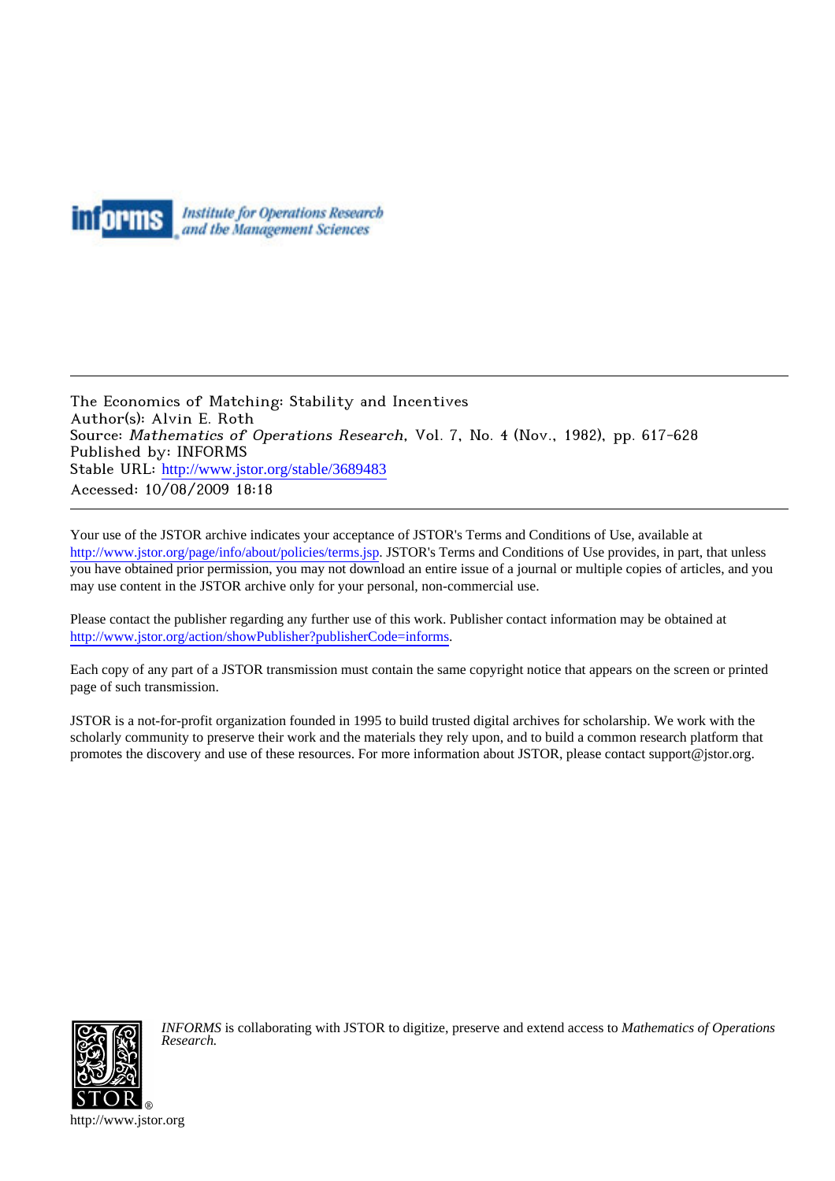The Economics of Matching: Stability and Incentives
Author(s): Alvin E. Roth
Source: *Mathematics of Operations Research*, Vol. 7, No. 4 (Nov., 1982), pp. 617-628
Published by: INFORMS
Stable URL: http://www.jstor.org/stable/3689483
Accessed: 10/08/2009 18:18

---

Your use of the JSTOR archive indicates your acceptance of JSTOR's Terms and Conditions of Use, available at http://www.jstor.org/page/info/about/policies/terms.jsp. JSTOR's Terms and Conditions of Use provides, in part, that unless you have obtained prior permission, you may not download an entire issue of a journal or multiple copies of articles, and you may use content in the JSTOR archive only for your personal, non-commercial use.

Please contact the publisher regarding any further use of this work. Publisher contact information may be obtained at http://www.jstor.org/action/showPublisher?publisherCode=informs.

Each copy of any part of a JSTOR transmission must contain the same copyright notice that appears on the screen or printed page of such transmission.

JSTOR is a not-for-profit organization founded in 1995 to build trusted digital archives for scholarship. We work with the scholarly community to preserve their work and the materials they rely upon, and to build a common research platform that promotes the discovery and use of these resources. For more information about JSTOR, please contact support@jstor.org.

*INFORMS* is collaborating with JSTOR to digitize, preserve and extend access to *Mathematics of Operations Research.*

http://www.jstor.org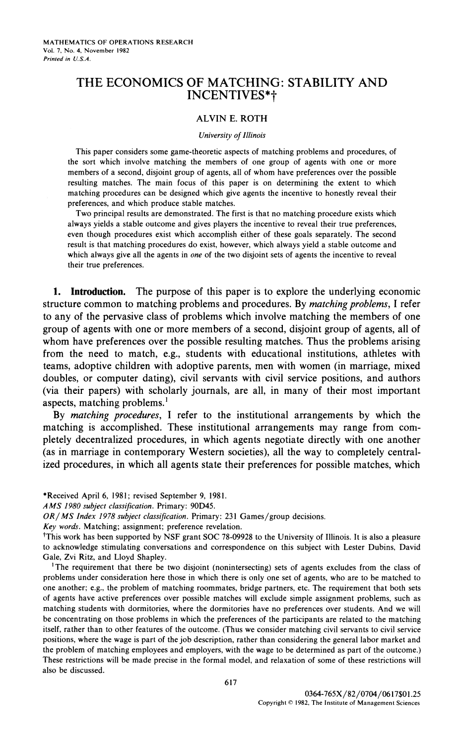# THE ECONOMICS OF MATCHING: STABILITY AND INCENTIVES*†

ALVIN E. ROTH

*University of Illinois*

This paper considers some game-theoretic aspects of matching problems and procedures, of the sort which involve matching the members of one group of agents with one or more members of a second, disjoint group of agents, all of whom have preferences over the possible resulting matches. The main focus of this paper is on determining the extent to which matching procedures can be designed which give agents the incentive to honestly reveal their preferences, and which produce stable matches.

Two principal results are demonstrated. The first is that no matching procedure exists which always yields a stable outcome and gives players the incentive to reveal their true preferences, even though procedures exist which accomplish either of these goals separately. The second result is that matching procedures do exist, however, which always yield a stable outcome and which always give all the agents in *one* of the two disjoint sets of agents the incentive to reveal their true preferences.

**1. Introduction.** The purpose of this paper is to explore the underlying economic structure common to matching problems and procedures. By *matching problems*, I refer to any of the pervasive class of problems which involve matching the members of one group of agents with one or more members of a second, disjoint group of agents, all of whom have preferences over the possible resulting matches. Thus the problems arising from the need to match, e.g., students with educational institutions, athletes with teams, adoptive children with adoptive parents, men with women (in marriage, mixed doubles, or computer dating), civil servants with civil service positions, and authors (via their papers) with scholarly journals, are all, in many of their most important aspects, matching problems.[1]

By *matching procedures*, I refer to the institutional arrangements by which the matching is accomplished. These institutional arrangements may range from completely decentralized procedures, in which agents negotiate directly with one another (as in marriage in contemporary Western societies), all the way to completely centralized procedures, in which all agents state their preferences for possible matches, which

*Received April 6, 1981; revised September 9, 1981.

*AMS 1980 subject classification.* Primary: 90D45.

*OR/MS Index 1978 subject classification.* Primary: 231 Games/group decisions.

*Key words.* Matching; assignment; preference revelation.

†This work has been supported by NSF grant SOC 78-09928 to the University of Illinois. It is also a pleasure to acknowledge stimulating conversations and correspondence on this subject with Lester Dubins, David Gale, Zvi Ritz, and Lloyd Shapley.

[1]The requirement that there be two disjoint (nonintersecting) sets of agents excludes from the class of problems under consideration here those in which there is only one set of agents, who are to be matched to one another; e.g., the problem of matching roommates, bridge partners, etc. The requirement that both sets of agents have active preferences over possible matches will exclude simple assignment problems, such as matching students with dormitories, where the dormitories have no preferences over students. And we will be concentrating on those problems in which the preferences of the participants are related to the matching itself, rather than to other features of the outcome. (Thus we consider matching civil servants to civil service positions, where the wage is part of the job description, rather than considering the general labor market and the problem of matching employees and employers, with the wage to be determined as part of the outcome.) These restrictions will be made precise in the formal model, and relaxation of some of these restrictions will also be discussed.

0364-765X/82/0704/0617$01.25

Copyright © 1982, The Institute of Management Sciences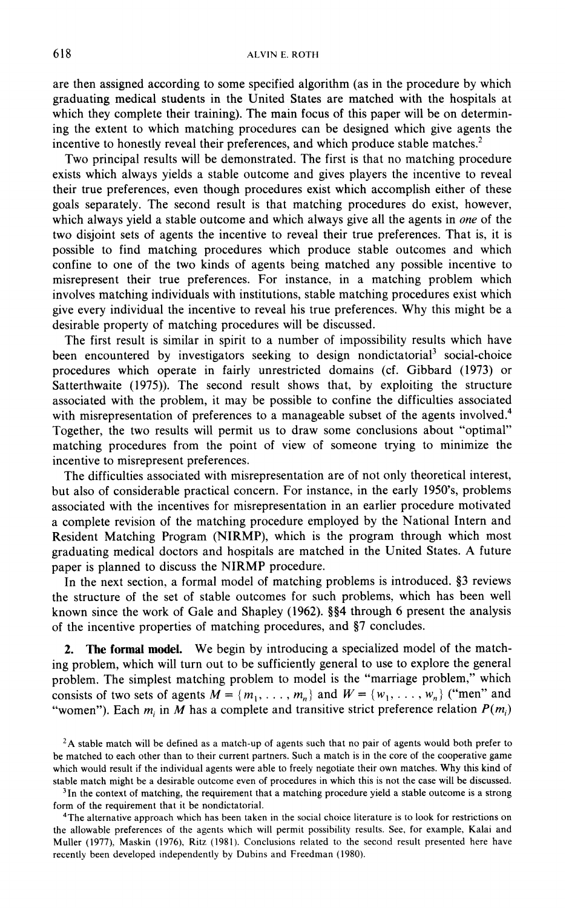are then assigned according to some specified algorithm (as in the procedure by which graduating medical students in the United States are matched with the hospitals at which they complete their training). The main focus of this paper will be on determining the extent to which matching procedures can be designed which give agents the incentive to honestly reveal their preferences, and which produce stable matches.[2]

Two principal results will be demonstrated. The first is that no matching procedure exists which always yields a stable outcome and gives players the incentive to reveal their true preferences, even though procedures exist which accomplish either of these goals separately. The second result is that matching procedures do exist, however, which always yield a stable outcome and which always give all the agents in *one* of the two disjoint sets of agents the incentive to reveal their true preferences. That is, it is possible to find matching procedures which produce stable outcomes and which confine to one of the two kinds of agents being matched any possible incentive to misrepresent their true preferences. For instance, in a matching problem which involves matching individuals with institutions, stable matching procedures exist which give every individual the incentive to reveal his true preferences. Why this might be a desirable property of matching procedures will be discussed.

The first result is similar in spirit to a number of impossibility results which have been encountered by investigators seeking to design nondictatorial[3] social-choice procedures which operate in fairly unrestricted domains (cf. Gibbard (1973) or Satterthwaite (1975)). The second result shows that, by exploiting the structure associated with the problem, it may be possible to confine the difficulties associated with misrepresentation of preferences to a manageable subset of the agents involved.[4] Together, the two results will permit us to draw some conclusions about "optimal" matching procedures from the point of view of someone trying to minimize the incentive to misrepresent preferences.

The difficulties associated with misrepresentation are of not only theoretical interest, but also of considerable practical concern. For instance, in the early 1950's, problems associated with the incentives for misrepresentation in an earlier procedure motivated a complete revision of the matching procedure employed by the National Intern and Resident Matching Program (NIRMP), which is the program through which most graduating medical doctors and hospitals are matched in the United States. A future paper is planned to discuss the NIRMP procedure.

In the next section, a formal model of matching problems is introduced. §3 reviews the structure of the set of stable outcomes for such problems, which has been well known since the work of Gale and Shapley (1962). §§4 through 6 present the analysis of the incentive properties of matching procedures, and §7 concludes.

**2. The formal model.** We begin by introducing a specialized model of the matching problem, which will turn out to be sufficiently general to use to explore the general problem. The simplest matching problem to model is the "marriage problem," which consists of two sets of agents $M = \{m_1, \ldots, m_n\}$ and $W = \{w_1, \ldots, w_n\}$ ("men" and "women"). Each $m_i$ in $M$ has a complete and transitive strict preference relation $P(m_i)$

[2] A stable match will be defined as a match-up of agents such that no pair of agents would both prefer to be matched to each other than to their current partners. Such a match is in the core of the cooperative game which would result if the individual agents were able to freely negotiate their own matches. Why this kind of stable match might be a desirable outcome even of procedures in which this is not the case will be discussed.

[3] In the context of matching, the requirement that a matching procedure yield a stable outcome is a strong form of the requirement that it be nondictatorial.

[4] The alternative approach which has been taken in the social choice literature is to look for restrictions on the allowable preferences of the agents which will permit possibility results. See, for example, Kalai and Muller (1977), Maskin (1976), Ritz (1981). Conclusions related to the second result presented here have recently been developed independently by Dubins and Freedman (1980).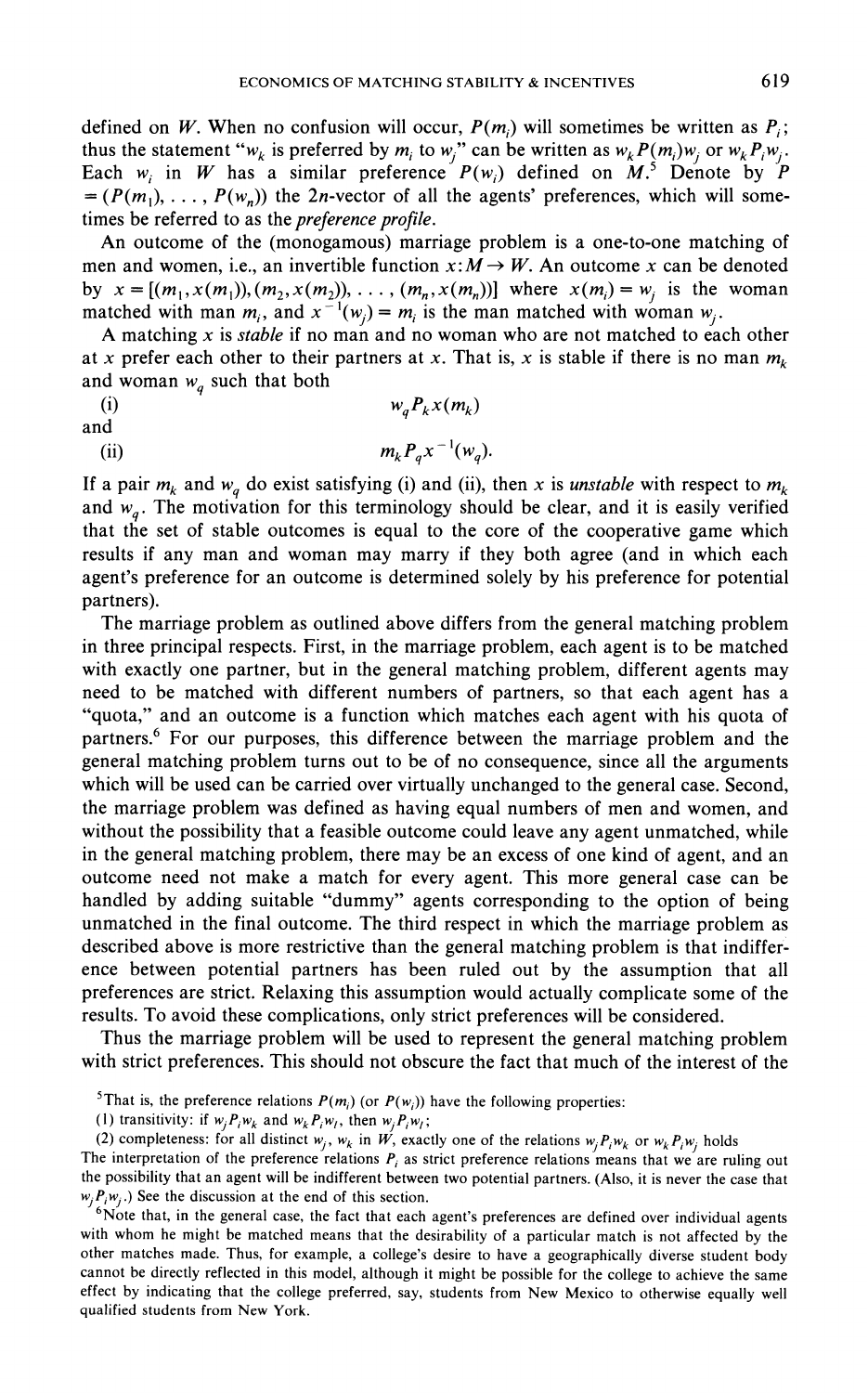defined on $W$. When no confusion will occur, $P(m_i)$ will sometimes be written as $P_i$; thus the statement "$w_k$ is preferred by $m_i$ to $w_j$" can be written as $w_k P(m_i) w_j$ or $w_k P_i w_j$. Each $w_i$ in $W$ has a similar preference $P(w_i)$ defined on $M$.[5] Denote by $P = (P(m_1), \ldots, P(w_n))$ the $2n$-vector of all the agents' preferences, which will sometimes be referred to as the *preference profile*.

An outcome of the (monogamous) marriage problem is a one-to-one matching of men and women, i.e., an invertible function $x: M \to W$. An outcome $x$ can be denoted by $x = [(m_1, x(m_1)), (m_2, x(m_2)), \ldots, (m_n, x(m_n))]$ where $x(m_i) = w_j$ is the woman matched with man $m_i$, and $x^{-1}(w_j) = m_i$ is the man matched with woman $w_j$.

A matching $x$ is *stable* if no man and no woman who are not matched to each other at $x$ prefer each other to their partners at $x$. That is, $x$ is stable if there is no man $m_k$ and woman $w_q$ such that both

(i) $$w_q P_k x(m_k)$$

and

(ii) $$m_k P_q x^{-1}(w_q).$$

If a pair $m_k$ and $w_q$ do exist satisfying (i) and (ii), then $x$ is *unstable* with respect to $m_k$ and $w_q$. The motivation for this terminology should be clear, and it is easily verified that the set of stable outcomes is equal to the core of the cooperative game which results if any man and woman may marry if they both agree (and in which each agent's preference for an outcome is determined solely by his preference for potential partners).

The marriage problem as outlined above differs from the general matching problem in three principal respects. First, in the marriage problem, each agent is to be matched with exactly one partner, but in the general matching problem, different agents may need to be matched with different numbers of partners, so that each agent has a "quota," and an outcome is a function which matches each agent with his quota of partners.[6] For our purposes, this difference between the marriage problem and the general matching problem turns out to be of no consequence, since all the arguments which will be used can be carried over virtually unchanged to the general case. Second, the marriage problem was defined as having equal numbers of men and women, and without the possibility that a feasible outcome could leave any agent unmatched, while in the general matching problem, there may be an excess of one kind of agent, and an outcome need not make a match for every agent. This more general case can be handled by adding suitable "dummy" agents corresponding to the option of being unmatched in the final outcome. The third respect in which the marriage problem as described above is more restrictive than the general matching problem is that indifference between potential partners has been ruled out by the assumption that all preferences are strict. Relaxing this assumption would actually complicate some of the results. To avoid these complications, only strict preferences will be considered.

Thus the marriage problem will be used to represent the general matching problem with strict preferences. This should not obscure the fact that much of the interest of the

---

[5] That is, the preference relations $P(m_i)$ (or $P(w_i)$) have the following properties:

(1) transitivity: if $w_j P_i w_k$ and $w_k P_i w_l$, then $w_j P_i w_l$;

(2) completeness: for all distinct $w_j$, $w_k$ in $W$, exactly one of the relations $w_j P_i w_k$ or $w_k P_i w_j$ holds

The interpretation of the preference relations $P_i$ as strict preference relations means that we are ruling out the possibility that an agent will be indifferent between two potential partners. (Also, it is never the case that $w_j P_i w_j$.) See the discussion at the end of this section.

[6] Note that, in the general case, the fact that each agent's preferences are defined over individual agents with whom he might be matched means that the desirability of a particular match is not affected by the other matches made. Thus, for example, a college's desire to have a geographically diverse student body cannot be directly reflected in this model, although it might be possible for the college to achieve the same effect by indicating that the college preferred, say, students from New Mexico to otherwise equally well qualified students from New York.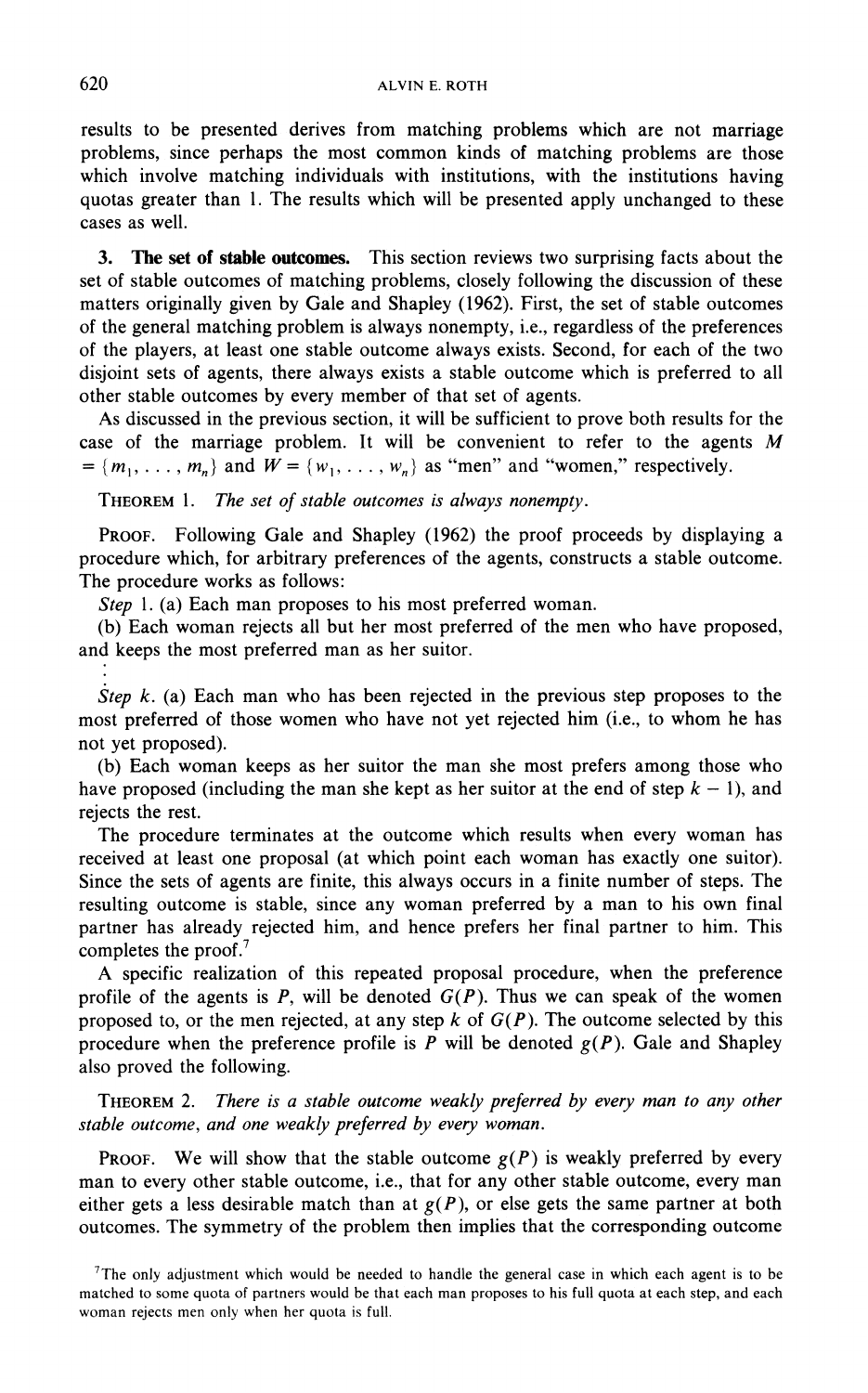results to be presented derives from matching problems which are not marriage problems, since perhaps the most common kinds of matching problems are those which involve matching individuals with institutions, with the institutions having quotas greater than 1. The results which will be presented apply unchanged to these cases as well.

**3. The set of stable outcomes.** This section reviews two surprising facts about the set of stable outcomes of matching problems, closely following the discussion of these matters originally given by Gale and Shapley (1962). First, the set of stable outcomes of the general matching problem is always nonempty, i.e., regardless of the preferences of the players, at least one stable outcome always exists. Second, for each of the two disjoint sets of agents, there always exists a stable outcome which is preferred to all other stable outcomes by every member of that set of agents.

As discussed in the previous section, it will be sufficient to prove both results for the case of the marriage problem. It will be convenient to refer to the agents $M = \{m_1, \ldots, m_n\}$ and $W = \{w_1, \ldots, w_n\}$ as "men" and "women," respectively.

THEOREM 1. *The set of stable outcomes is always nonempty.*

PROOF. Following Gale and Shapley (1962) the proof proceeds by displaying a procedure which, for arbitrary preferences of the agents, constructs a stable outcome. The procedure works as follows:

*Step* 1. (a) Each man proposes to his most preferred woman.

(b) Each woman rejects all but her most preferred of the men who have proposed, and keeps the most preferred man as her suitor.

⋮

*Step k.* (a) Each man who has been rejected in the previous step proposes to the most preferred of those women who have not yet rejected him (i.e., to whom he has not yet proposed).

(b) Each woman keeps as her suitor the man she most prefers among those who have proposed (including the man she kept as her suitor at the end of step $k - 1$), and rejects the rest.

The procedure terminates at the outcome which results when every woman has received at least one proposal (at which point each woman has exactly one suitor). Since the sets of agents are finite, this always occurs in a finite number of steps. The resulting outcome is stable, since any woman preferred by a man to his own final partner has already rejected him, and hence prefers her final partner to him. This completes the proof.[7]

A specific realization of this repeated proposal procedure, when the preference profile of the agents is $P$, will be denoted $G(P)$. Thus we can speak of the women proposed to, or the men rejected, at any step $k$ of $G(P)$. The outcome selected by this procedure when the preference profile is $P$ will be denoted $g(P)$. Gale and Shapley also proved the following.

THEOREM 2. *There is a stable outcome weakly preferred by every man to any other stable outcome, and one weakly preferred by every woman.*

PROOF. We will show that the stable outcome $g(P)$ is weakly preferred by every man to every other stable outcome, i.e., that for any other stable outcome, every man either gets a less desirable match than at $g(P)$, or else gets the same partner at both outcomes. The symmetry of the problem then implies that the corresponding outcome

[7] The only adjustment which would be needed to handle the general case in which each agent is to be matched to some quota of partners would be that each man proposes to his full quota at each step, and each woman rejects men only when her quota is full.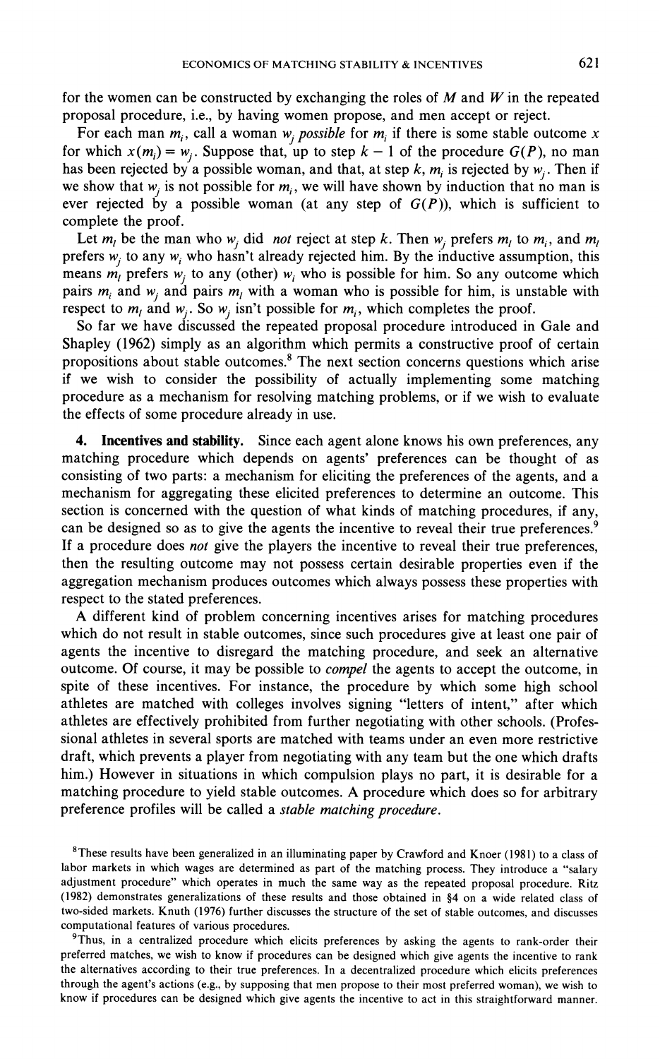for the women can be constructed by exchanging the roles of $M$ and $W$ in the repeated proposal procedure, i.e., by having women propose, and men accept or reject.

For each man $m_i$, call a woman $w_j$ *possible* for $m_i$ if there is some stable outcome $x$ for which $x(m_i) = w_j$. Suppose that, up to step $k - 1$ of the procedure $G(P)$, no man has been rejected by a possible woman, and that, at step $k$, $m_i$ is rejected by $w_j$. Then if we show that $w_j$ is not possible for $m_i$, we will have shown by induction that no man is ever rejected by a possible woman (at any step of $G(P)$), which is sufficient to complete the proof.

Let $m_l$ be the man who $w_j$ did *not* reject at step $k$. Then $w_j$ prefers $m_l$ to $m_i$, and $m_l$ prefers $w_j$ to any $w_i$ who hasn't already rejected him. By the inductive assumption, this means $m_l$ prefers $w_j$ to any (other) $w_i$ who is possible for him. So any outcome which pairs $m_i$ and $w_j$ and pairs $m_l$ with a woman who is possible for him, is unstable with respect to $m_l$ and $w_j$. So $w_j$ isn't possible for $m_i$, which completes the proof.

So far we have discussed the repeated proposal procedure introduced in Gale and Shapley (1962) simply as an algorithm which permits a constructive proof of certain propositions about stable outcomes.[8] The next section concerns questions which arise if we wish to consider the possibility of actually implementing some matching procedure as a mechanism for resolving matching problems, or if we wish to evaluate the effects of some procedure already in use.

**4. Incentives and stability.** Since each agent alone knows his own preferences, any matching procedure which depends on agents' preferences can be thought of as consisting of two parts: a mechanism for eliciting the preferences of the agents, and a mechanism for aggregating these elicited preferences to determine an outcome. This section is concerned with the question of what kinds of matching procedures, if any, can be designed so as to give the agents the incentive to reveal their true preferences.[9] If a procedure does *not* give the players the incentive to reveal their true preferences, then the resulting outcome may not possess certain desirable properties even if the aggregation mechanism produces outcomes which always possess these properties with respect to the stated preferences.

A different kind of problem concerning incentives arises for matching procedures which do not result in stable outcomes, since such procedures give at least one pair of agents the incentive to disregard the matching procedure, and seek an alternative outcome. Of course, it may be possible to *compel* the agents to accept the outcome, in spite of these incentives. For instance, the procedure by which some high school athletes are matched with colleges involves signing "letters of intent," after which athletes are effectively prohibited from further negotiating with other schools. (Professional athletes in several sports are matched with teams under an even more restrictive draft, which prevents a player from negotiating with any team but the one which drafts him.) However in situations in which compulsion plays no part, it is desirable for a matching procedure to yield stable outcomes. A procedure which does so for arbitrary preference profiles will be called a *stable matching procedure*.

[8] These results have been generalized in an illuminating paper by Crawford and Knoer (1981) to a class of labor markets in which wages are determined as part of the matching process. They introduce a "salary adjustment procedure" which operates in much the same way as the repeated proposal procedure. Ritz (1982) demonstrates generalizations of these results and those obtained in §4 on a wide related class of two-sided markets. Knuth (1976) further discusses the structure of the set of stable outcomes, and discusses computational features of various procedures.

[9] Thus, in a centralized procedure which elicits preferences by asking the agents to rank-order their preferred matches, we wish to know if procedures can be designed which give agents the incentive to rank the alternatives according to their true preferences. In a decentralized procedure which elicits preferences through the agent's actions (e.g., by supposing that men propose to their most preferred woman), we wish to know if procedures can be designed which give agents the incentive to act in this straightforward manner.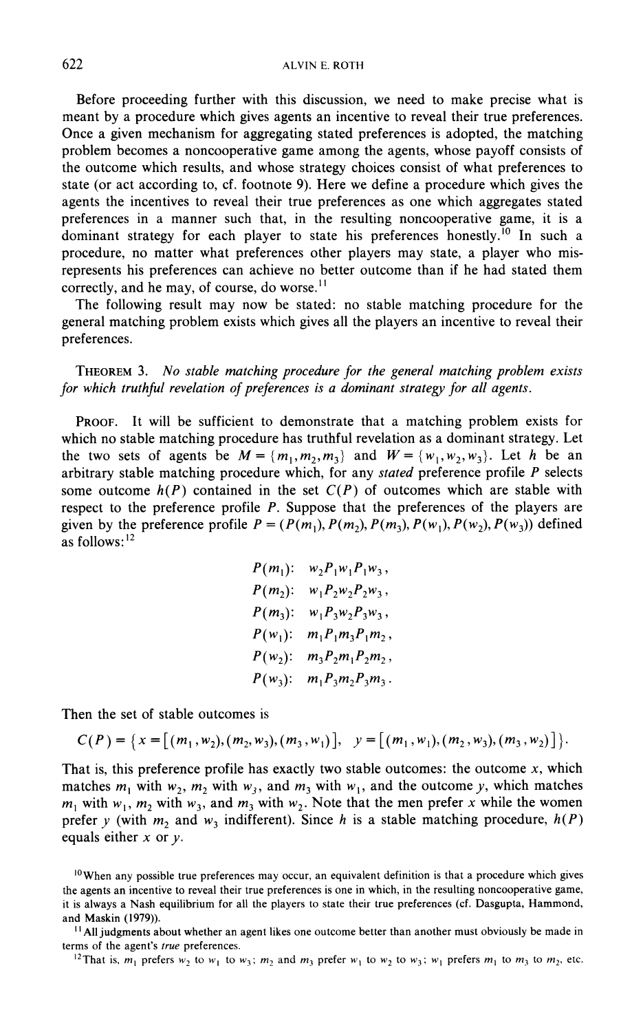Before proceeding further with this discussion, we need to make precise what is meant by a procedure which gives agents an incentive to reveal their true preferences. Once a given mechanism for aggregating stated preferences is adopted, the matching problem becomes a noncooperative game among the agents, whose payoff consists of the outcome which results, and whose strategy choices consist of what preferences to state (or act according to, cf. footnote 9). Here we define a procedure which gives the agents the incentives to reveal their true preferences as one which aggregates stated preferences in a manner such that, in the resulting noncooperative game, it is a dominant strategy for each player to state his preferences honestly.[10] In such a procedure, no matter what preferences other players may state, a player who misrepresents his preferences can achieve no better outcome than if he had stated them correctly, and he may, of course, do worse.[11]

The following result may now be stated: no stable matching procedure for the general matching problem exists which gives all the players an incentive to reveal their preferences.

THEOREM 3. *No stable matching procedure for the general matching problem exists for which truthful revelation of preferences is a dominant strategy for all agents.*

PROOF. It will be sufficient to demonstrate that a matching problem exists for which no stable matching procedure has truthful revelation as a dominant strategy. Let the two sets of agents be $M = \{m_1, m_2, m_3\}$ and $W = \{w_1, w_2, w_3\}$. Let $h$ be an arbitrary stable matching procedure which, for any *stated* preference profile $P$ selects some outcome $h(P)$ contained in the set $C(P)$ of outcomes which are stable with respect to the preference profile $P$. Suppose that the preferences of the players are given by the preference profile $P = (P(m_1), P(m_2), P(m_3), P(w_1), P(w_2), P(w_3))$ defined as follows:[12]

$$
\begin{aligned}
P(m_1)&: \quad w_2 P_1 w_1 P_1 w_3,\\
P(m_2)&: \quad w_1 P_2 w_2 P_2 w_3,\\
P(m_3)&: \quad w_1 P_3 w_2 P_3 w_3,\\
P(w_1)&: \quad m_1 P_1 m_3 P_1 m_2,\\
P(w_2)&: \quad m_3 P_2 m_1 P_2 m_2,\\
P(w_3)&: \quad m_1 P_3 m_2 P_3 m_3.
\end{aligned}
$$

Then the set of stable outcomes is

$$
C(P) = \{x = [(m_1, w_2), (m_2, w_3), (m_3, w_1)], \quad y = [(m_1, w_1), (m_2, w_3), (m_3, w_2)]\}.
$$

That is, this preference profile has exactly two stable outcomes: the outcome $x$, which matches $m_1$ with $w_2$, $m_2$ with $w_3$, and $m_3$ with $w_1$, and the outcome $y$, which matches $m_1$ with $w_1$, $m_2$ with $w_3$, and $m_3$ with $w_2$. Note that the men prefer $x$ while the women prefer $y$ (with $m_2$ and $w_3$ indifferent). Since $h$ is a stable matching procedure, $h(P)$ equals either $x$ or $y$.

[10] When any possible true preferences may occur, an equivalent definition is that a procedure which gives the agents an incentive to reveal their true preferences is one in which, in the resulting noncooperative game, it is always a Nash equilibrium for all the players to state their true preferences (cf. Dasgupta, Hammond, and Maskin (1979)).

[11] All judgments about whether an agent likes one outcome better than another must obviously be made in terms of the agent's *true* preferences.

[12] That is, $m_1$ prefers $w_2$ to $w_1$ to $w_3$; $m_2$ and $m_3$ prefer $w_1$ to $w_2$ to $w_3$; $w_1$ prefers $m_1$ to $m_3$ to $m_2$, etc.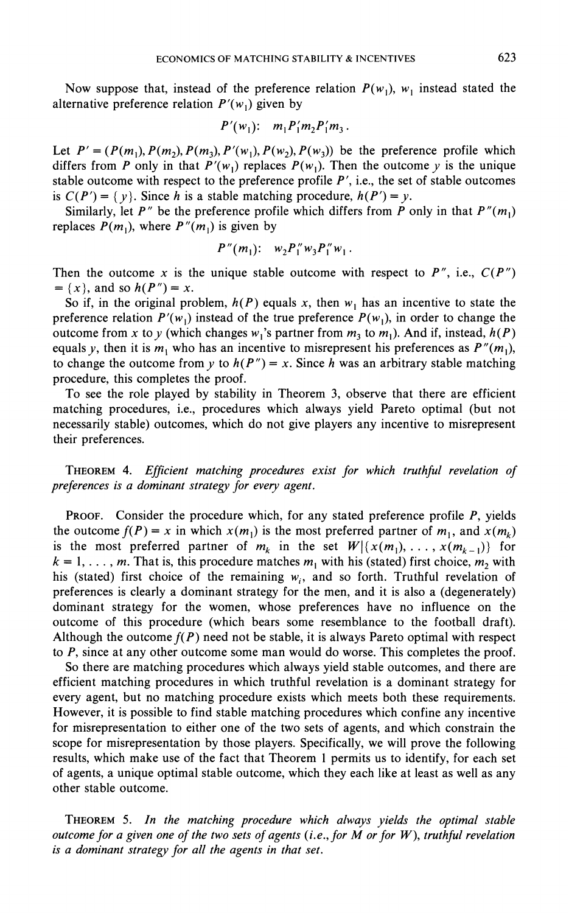Now suppose that, instead of the preference relation $P(w_1)$, $w_1$ instead stated the alternative preference relation $P'(w_1)$ given by

$$P'(w_1): \quad m_1 P'_1 m_2 P'_1 m_3 .$$

Let $P' = (P(m_1), P(m_2), P(m_3), P'(w_1), P(w_2), P(w_3))$ be the preference profile which differs from $P$ only in that $P'(w_1)$ replaces $P(w_1)$. Then the outcome $y$ is the unique stable outcome with respect to the preference profile $P'$, i.e., the set of stable outcomes is $C(P') = \{y\}$. Since $h$ is a stable matching procedure, $h(P') = y$.

Similarly, let $P''$ be the preference profile which differs from $P$ only in that $P''(m_1)$ replaces $P(m_1)$, where $P''(m_1)$ is given by

$$P''(m_1): \quad w_2 P''_1 w_3 P''_1 w_1 .$$

Then the outcome $x$ is the unique stable outcome with respect to $P''$, i.e., $C(P'') = \{x\}$, and so $h(P'') = x$.

So if, in the original problem, $h(P)$ equals $x$, then $w_1$ has an incentive to state the preference relation $P'(w_1)$ instead of the true preference $P(w_1)$, in order to change the outcome from $x$ to $y$ (which changes $w_1$'s partner from $m_3$ to $m_1$). And if, instead, $h(P)$ equals $y$, then it is $m_1$ who has an incentive to misrepresent his preferences as $P''(m_1)$, to change the outcome from $y$ to $h(P'') = x$. Since $h$ was an arbitrary stable matching procedure, this completes the proof.

To see the role played by stability in Theorem 3, observe that there are efficient matching procedures, i.e., procedures which always yield Pareto optimal (but not necessarily stable) outcomes, which do not give players any incentive to misrepresent their preferences.

THEOREM 4. *Efficient matching procedures exist for which truthful revelation of preferences is a dominant strategy for every agent.*

PROOF. Consider the procedure which, for any stated preference profile $P$, yields the outcome $f(P) = x$ in which $x(m_1)$ is the most preferred partner of $m_1$, and $x(m_k)$ is the most preferred partner of $m_k$ in the set $W|\{x(m_1), \ldots, x(m_{k-1})\}$ for $k = 1, \ldots, m$. That is, this procedure matches $m_1$ with his (stated) first choice, $m_2$ with his (stated) first choice of the remaining $w_i$, and so forth. Truthful revelation of preferences is clearly a dominant strategy for the men, and it is also a (degenerately) dominant strategy for the women, whose preferences have no influence on the outcome of this procedure (which bears some resemblance to the football draft). Although the outcome $f(P)$ need not be stable, it is always Pareto optimal with respect to $P$, since at any other outcome some man would do worse. This completes the proof.

So there are matching procedures which always yield stable outcomes, and there are efficient matching procedures in which truthful revelation is a dominant strategy for every agent, but no matching procedure exists which meets both these requirements. However, it is possible to find stable matching procedures which confine any incentive for misrepresentation to either one of the two sets of agents, and which constrain the scope for misrepresentation by those players. Specifically, we will prove the following results, which make use of the fact that Theorem 1 permits us to identify, for each set of agents, a unique optimal stable outcome, which they each like at least as well as any other stable outcome.

THEOREM 5. *In the matching procedure which always yields the optimal stable outcome for a given one of the two sets of agents (i.e., for $M$ or for $W$), truthful revelation is a dominant strategy for all the agents in that set.*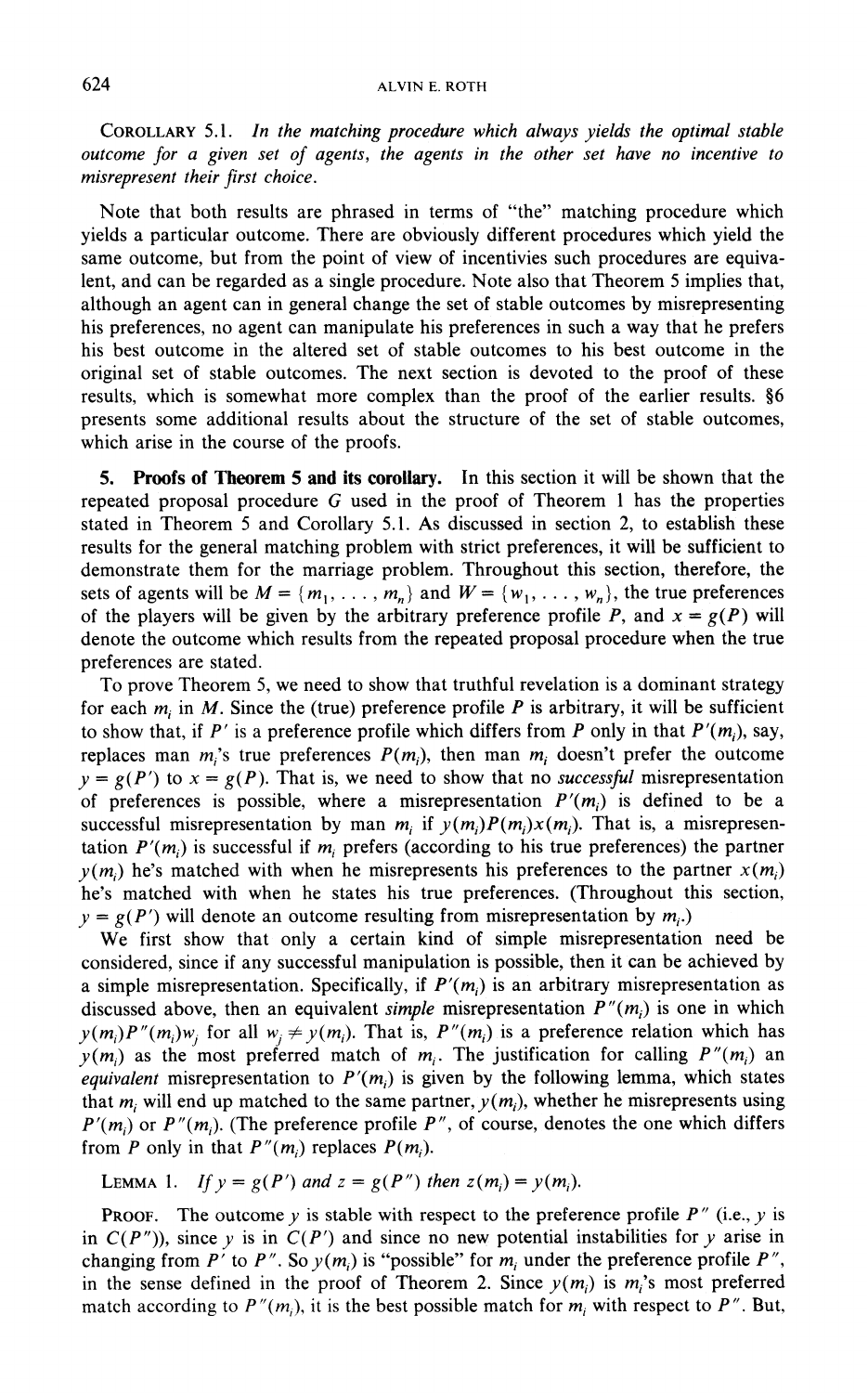COROLLARY 5.1. *In the matching procedure which always yields the optimal stable outcome for a given set of agents, the agents in the other set have no incentive to misrepresent their first choice.*

Note that both results are phrased in terms of "the" matching procedure which yields a particular outcome. There are obviously different procedures which yield the same outcome, but from the point of view of incentivies such procedures are equivalent, and can be regarded as a single procedure. Note also that Theorem 5 implies that, although an agent can in general change the set of stable outcomes by misrepresenting his preferences, no agent can manipulate his preferences in such a way that he prefers his best outcome in the altered set of stable outcomes to his best outcome in the original set of stable outcomes. The next section is devoted to the proof of these results, which is somewhat more complex than the proof of the earlier results. §6 presents some additional results about the structure of the set of stable outcomes, which arise in the course of the proofs.

## 5. Proofs of Theorem 5 and its corollary.

In this section it will be shown that the repeated proposal procedure $G$ used in the proof of Theorem 1 has the properties stated in Theorem 5 and Corollary 5.1. As discussed in section 2, to establish these results for the general matching problem with strict preferences, it will be sufficient to demonstrate them for the marriage problem. Throughout this section, therefore, the sets of agents will be $M = \{m_1, \ldots, m_n\}$ and $W = \{w_1, \ldots, w_n\}$, the true preferences of the players will be given by the arbitrary preference profile $P$, and $x = g(P)$ will denote the outcome which results from the repeated proposal procedure when the true preferences are stated.

To prove Theorem 5, we need to show that truthful revelation is a dominant strategy for each $m_i$ in $M$. Since the (true) preference profile $P$ is arbitrary, it will be sufficient to show that, if $P'$ is a preference profile which differs from $P$ only in that $P'(m_i)$, say, replaces man $m_i$'s true preferences $P(m_i)$, then man $m_i$ doesn't prefer the outcome $y = g(P')$ to $x = g(P)$. That is, we need to show that no *successful* misrepresentation of preferences is possible, where a misrepresentation $P'(m_i)$ is defined to be a successful misrepresentation by man $m_i$ if $y(m_i)P(m_i)x(m_i)$. That is, a misrepresentation $P'(m_i)$ is successful if $m_i$ prefers (according to his true preferences) the partner $y(m_i)$ he's matched with when he misrepresents his preferences to the partner $x(m_i)$ he's matched with when he states his true preferences. (Throughout this section, $y = g(P')$ will denote an outcome resulting from misrepresentation by $m_i$.)

We first show that only a certain kind of simple misrepresentation need be considered, since if any successful manipulation is possible, then it can be achieved by a simple misrepresentation. Specifically, if $P'(m_i)$ is an arbitrary misrepresentation as discussed above, then an equivalent *simple* misrepresentation $P''(m_i)$ is one in which $y(m_i)P''(m_i)w_j$ for all $w_j \neq y(m_i)$. That is, $P''(m_i)$ is a preference relation which has $y(m_i)$ as the most preferred match of $m_i$. The justification for calling $P''(m_i)$ an *equivalent* misrepresentation to $P'(m_i)$ is given by the following lemma, which states that $m_i$ will end up matched to the same partner, $y(m_i)$, whether he misrepresents using $P'(m_i)$ or $P''(m_i)$. (The preference profile $P''$, of course, denotes the one which differs from $P$ only in that $P''(m_i)$ replaces $P(m_i)$.

LEMMA 1. *If $y = g(P')$ and $z = g(P'')$ then $z(m_i) = y(m_i)$.*

PROOF. The outcome $y$ is stable with respect to the preference profile $P''$ (i.e., $y$ is in $C(P'')$), since $y$ is in $C(P')$ and since no new potential instabilities for $y$ arise in changing from $P'$ to $P''$. So $y(m_i)$ is "possible" for $m_i$ under the preference profile $P''$, in the sense defined in the proof of Theorem 2. Since $y(m_i)$ is $m_i$'s most preferred match according to $P''(m_i)$, it is the best possible match for $m_i$ with respect to $P''$. But,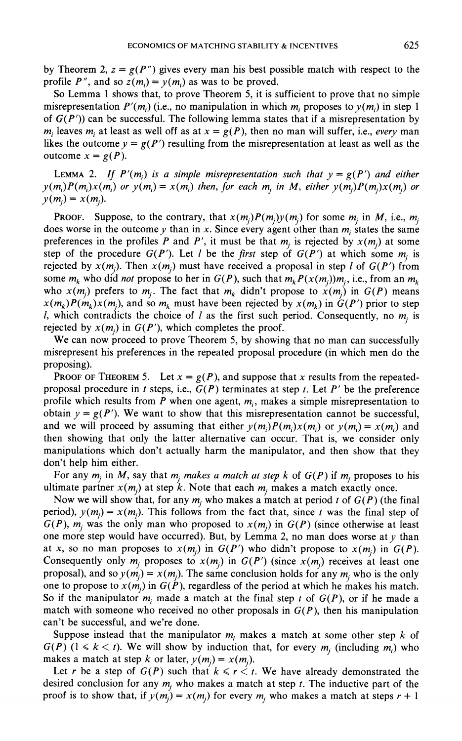by Theorem 2, $z = g(P'')$ gives every man his best possible match with respect to the profile $P''$, and so $z(m_i) = y(m_i)$ as was to be proved.

So Lemma 1 shows that, to prove Theorem 5, it is sufficient to prove that no simple misrepresentation $P'(m_i)$ (i.e., no manipulation in which $m_i$ proposes to $y(m_i)$ in step 1 of $G(P')$) can be successful. The following lemma states that if a misrepresentation by $m_i$ leaves $m_i$ at least as well off as at $x = g(P)$, then no man will suffer, i.e., *every* man likes the outcome $y = g(P')$ resulting from the misrepresentation at least as well as the outcome $x = g(P)$.

LEMMA 2. *If $P'(m_i)$ is a simple misrepresentation such that $y = g(P')$ and either $y(m_i)P(m_i)x(m_i)$ or $y(m_i) = x(m_i)$ then, for each $m_j$ in $M$, either $y(m_j)P(m_j)x(m_j)$ or $y(m_j) = x(m_j)$.*

PROOF. Suppose, to the contrary, that $x(m_j)P(m_j)y(m_j)$ for some $m_j$ in $M$, i.e., $m_j$ does worse in the outcome $y$ than in $x$. Since every agent other than $m_i$ states the same preferences in the profiles $P$ and $P'$, it must be that $m_j$ is rejected by $x(m_j)$ at some step of the procedure $G(P')$. Let $l$ be the *first* step of $G(P')$ at which some $m_j$ is rejected by $x(m_j)$. Then $x(m_j)$ must have received a proposal in step $l$ of $G(P')$ from some $m_k$ who did *not* propose to her in $G(P)$, such that $m_k P(x(m_j)) m_j$, i.e., from an $m_k$ who $x(m_j)$ prefers to $m_j$. The fact that $m_k$ didn't propose to $x(m_j)$ in $G(P)$ means $x(m_k)P(m_k)x(m_j)$, and so $m_k$ must have been rejected by $x(m_k)$ in $G(P')$ prior to step $l$, which contradicts the choice of $l$ as the first such period. Consequently, no $m_j$ is rejected by $x(m_j)$ in $G(P')$, which completes the proof.

We can now proceed to prove Theorem 5, by showing that no man can successfully misrepresent his preferences in the repeated proposal procedure (in which men do the proposing).

PROOF OF THEOREM 5. Let $x = g(P)$, and suppose that $x$ results from the repeated-proposal procedure in $t$ steps, i.e., $G(P)$ terminates at step $t$. Let $P'$ be the preference profile which results from $P$ when one agent, $m_i$, makes a simple misrepresentation to obtain $y = g(P')$. We want to show that this misrepresentation cannot be successful, and we will proceed by assuming that either $y(m_i)P(m_i)x(m_i)$ or $y(m_i) = x(m_i)$ and then showing that only the latter alternative can occur. That is, we consider only manipulations which don't actually harm the manipulator, and then show that they don't help him either.

For any $m_j$ in $M$, say that *$m_j$ makes a match at step $k$* of $G(P)$ if $m_j$ proposes to his ultimate partner $x(m_j)$ at step $k$. Note that each $m_j$ makes a match exactly once.

Now we will show that, for any $m_j$ who makes a match at period $t$ of $G(P)$ (the final period), $y(m_j) = x(m_j)$. This follows from the fact that, since $t$ was the final step of $G(P)$, $m_j$ was the only man who proposed to $x(m_j)$ in $G(P)$ (since otherwise at least one more step would have occurred). But, by Lemma 2, no man does worse at $y$ than at $x$, so no man proposes to $x(m_j)$ in $G(P')$ who didn't propose to $x(m_j)$ in $G(P)$. Consequently only $m_j$ proposes to $x(m_j)$ in $G(P')$ (since $x(m_j)$ receives at least one proposal), and so $y(m_j) = x(m_j)$. The same conclusion holds for any $m_j$ who is the only one to propose to $x(m_j)$ in $G(P)$, regardless of the period at which he makes his match. So if the manipulator $m_i$ made a match at the final step $t$ of $G(P)$, or if he made a match with someone who received no other proposals in $G(P)$, then his manipulation can't be successful, and we're done.

Suppose instead that the manipulator $m_i$ makes a match at some other step $k$ of $G(P)$ $(1 \leqslant k < t)$. We will show by induction that, for every $m_j$ (including $m_i$) who makes a match at step $k$ or later, $y(m_j) = x(m_j)$.

Let $r$ be a step of $G(P)$ such that $k \leqslant r < t$. We have already demonstrated the desired conclusion for any $m_j$ who makes a match at step $t$. The inductive part of the proof is to show that, if $y(m_j) = x(m_j)$ for every $m_j$ who makes a match at steps $r + 1$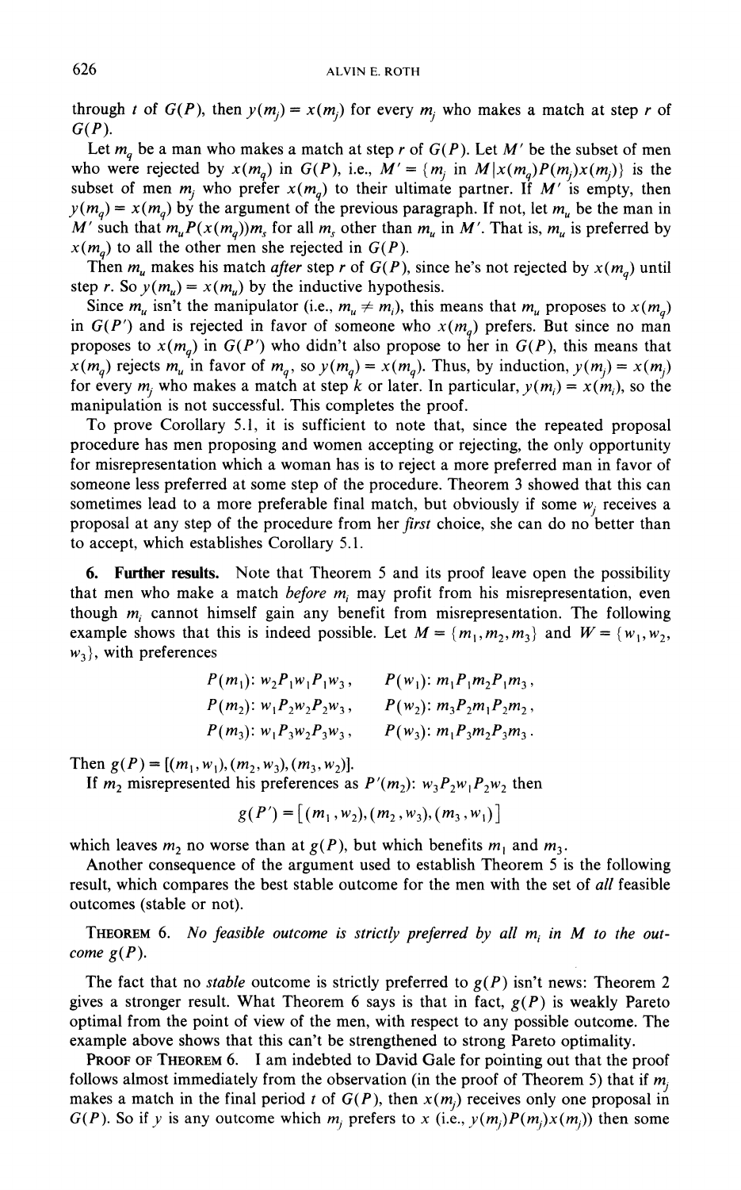through $t$ of $G(P)$, then $y(m_j) = x(m_j)$ for every $m_j$ who makes a match at step $r$ of $G(P)$.

Let $m_q$ be a man who makes a match at step $r$ of $G(P)$. Let $M'$ be the subset of men who were rejected by $x(m_q)$ in $G(P)$, i.e., $M' = \{m_j \text{ in } M | x(m_q)P(m_j)x(m_j)\}$ is the subset of men $m_j$ who prefer $x(m_q)$ to their ultimate partner. If $M'$ is empty, then $y(m_q) = x(m_q)$ by the argument of the previous paragraph. If not, let $m_u$ be the man in $M'$ such that $m_u P(x(m_q))m_s$ for all $m_s$ other than $m_u$ in $M'$. That is, $m_u$ is preferred by $x(m_q)$ to all the other men she rejected in $G(P)$.

Then $m_u$ makes his match *after* step $r$ of $G(P)$, since he's not rejected by $x(m_q)$ until step $r$. So $y(m_u) = x(m_u)$ by the inductive hypothesis.

Since $m_u$ isn't the manipulator (i.e., $m_u \neq m_i$), this means that $m_u$ proposes to $x(m_q)$ in $G(P')$ and is rejected in favor of someone who $x(m_q)$ prefers. But since no man proposes to $x(m_q)$ in $G(P')$ who didn't also propose to her in $G(P)$, this means that $x(m_q)$ rejects $m_u$ in favor of $m_q$, so $y(m_q) = x(m_q)$. Thus, by induction, $y(m_j) = x(m_j)$ for every $m_j$ who makes a match at step $k$ or later. In particular, $y(m_i) = x(m_i)$, so the manipulation is not successful. This completes the proof.

To prove Corollary 5.1, it is sufficient to note that, since the repeated proposal procedure has men proposing and women accepting or rejecting, the only opportunity for misrepresentation which a woman has is to reject a more preferred man in favor of someone less preferred at some step of the procedure. Theorem 3 showed that this can sometimes lead to a more preferable final match, but obviously if some $w_j$ receives a proposal at any step of the procedure from her *first* choice, she can do no better than to accept, which establishes Corollary 5.1.

**6. Further results.** Note that Theorem 5 and its proof leave open the possibility that men who make a match *before* $m_i$ may profit from his misrepresentation, even though $m_i$ cannot himself gain any benefit from misrepresentation. The following example shows that this is indeed possible. Let $M = \{m_1, m_2, m_3\}$ and $W = \{w_1, w_2, w_3\}$, with preferences

$$P(m_1)\colon w_2 P_1 w_1 P_1 w_3, \qquad P(w_1)\colon m_1 P_1 m_2 P_1 m_3,$$
$$P(m_2)\colon w_1 P_2 w_2 P_2 w_3, \qquad P(w_2)\colon m_3 P_2 m_1 P_2 m_2,$$
$$P(m_3)\colon w_1 P_3 w_2 P_3 w_3, \qquad P(w_3)\colon m_1 P_3 m_2 P_3 m_3.$$

Then $g(P) = [(m_1, w_1), (m_2, w_3), (m_3, w_2)]$.

If $m_2$ misrepresented his preferences as $P'(m_2)\colon w_3 P_2 w_1 P_2 w_2$ then

$$g(P') = [(m_1, w_2), (m_2, w_3), (m_3, w_1)]$$

which leaves $m_2$ no worse than at $g(P)$, but which benefits $m_1$ and $m_3$.

Another consequence of the argument used to establish Theorem 5 is the following result, which compares the best stable outcome for the men with the set of *all* feasible outcomes (stable or not).

THEOREM 6. *No feasible outcome is strictly preferred by all $m_i$ in $M$ to the outcome $g(P)$.*

The fact that no *stable* outcome is strictly preferred to $g(P)$ isn't news: Theorem 2 gives a stronger result. What Theorem 6 says is that in fact, $g(P)$ is weakly Pareto optimal from the point of view of the men, with respect to any possible outcome. The example above shows that this can't be strengthened to strong Pareto optimality.

PROOF OF THEOREM 6. I am indebted to David Gale for pointing out that the proof follows almost immediately from the observation (in the proof of Theorem 5) that if $m_j$ makes a match in the final period $t$ of $G(P)$, then $x(m_j)$ receives only one proposal in $G(P)$. So if $y$ is any outcome which $m_j$ prefers to $x$ (i.e., $y(m_j)P(m_j)x(m_j)$) then some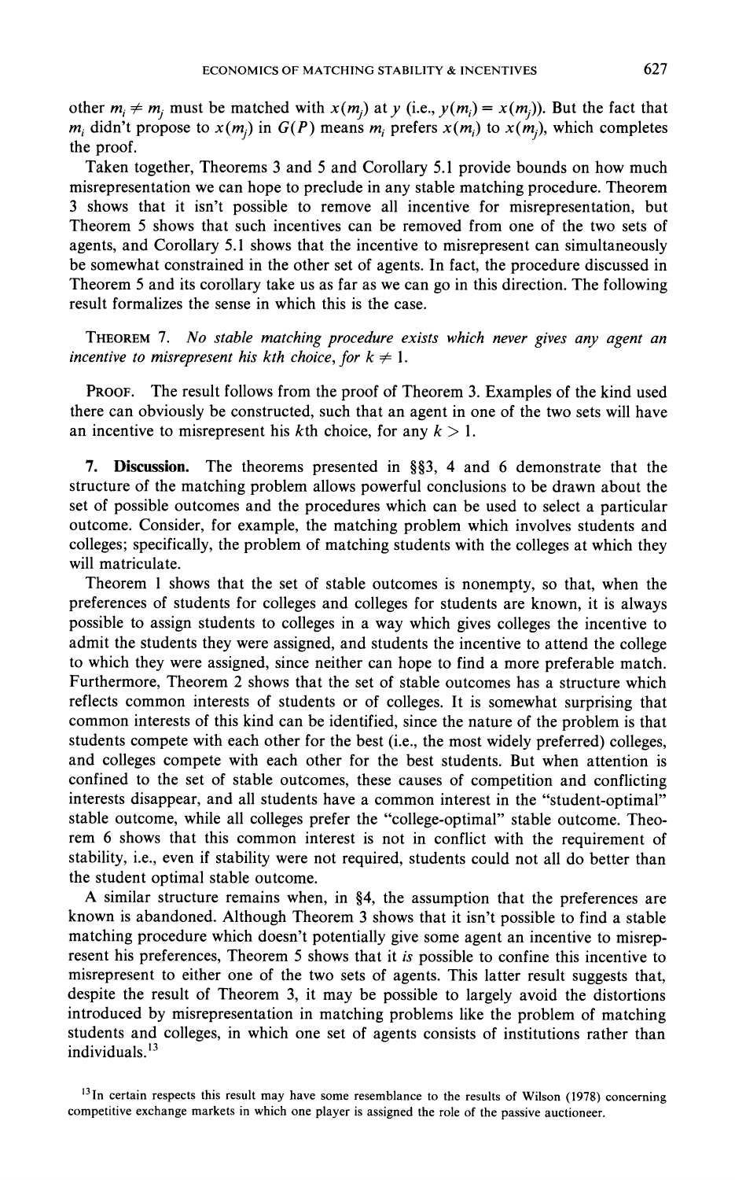other $m_i \neq m_j$ must be matched with $x(m_j)$ at $y$ (i.e., $y(m_i) = x(m_j)$). But the fact that $m_i$ didn't propose to $x(m_j)$ in $G(P)$ means $m_i$ prefers $x(m_i)$ to $x(m_j)$, which completes the proof.

Taken together, Theorems 3 and 5 and Corollary 5.1 provide bounds on how much misrepresentation we can hope to preclude in any stable matching procedure. Theorem 3 shows that it isn't possible to remove all incentive for misrepresentation, but Theorem 5 shows that such incentives can be removed from one of the two sets of agents, and Corollary 5.1 shows that the incentive to misrepresent can simultaneously be somewhat constrained in the other set of agents. In fact, the procedure discussed in Theorem 5 and its corollary take us as far as we can go in this direction. The following result formalizes the sense in which this is the case.

THEOREM 7. *No stable matching procedure exists which never gives any agent an incentive to misrepresent his kth choice, for $k \neq 1$.*

PROOF. The result follows from the proof of Theorem 3. Examples of the kind used there can obviously be constructed, such that an agent in one of the two sets will have an incentive to misrepresent his $k$th choice, for any $k > 1$.

## 7. Discussion.

The theorems presented in §§3, 4 and 6 demonstrate that the structure of the matching problem allows powerful conclusions to be drawn about the set of possible outcomes and the procedures which can be used to select a particular outcome. Consider, for example, the matching problem which involves students and colleges; specifically, the problem of matching students with the colleges at which they will matriculate.

Theorem 1 shows that the set of stable outcomes is nonempty, so that, when the preferences of students for colleges and colleges for students are known, it is always possible to assign students to colleges in a way which gives colleges the incentive to admit the students they were assigned, and students the incentive to attend the college to which they were assigned, since neither can hope to find a more preferable match. Furthermore, Theorem 2 shows that the set of stable outcomes has a structure which reflects common interests of students or of colleges. It is somewhat surprising that common interests of this kind can be identified, since the nature of the problem is that students compete with each other for the best (i.e., the most widely preferred) colleges, and colleges compete with each other for the best students. But when attention is confined to the set of stable outcomes, these causes of competition and conflicting interests disappear, and all students have a common interest in the "student-optimal" stable outcome, while all colleges prefer the "college-optimal" stable outcome. Theorem 6 shows that this common interest is not in conflict with the requirement of stability, i.e., even if stability were not required, students could not all do better than the student optimal stable outcome.

A similar structure remains when, in §4, the assumption that the preferences are known is abandoned. Although Theorem 3 shows that it isn't possible to find a stable matching procedure which doesn't potentially give some agent an incentive to misrepresent his preferences, Theorem 5 shows that it *is* possible to confine this incentive to misrepresent to either one of the two sets of agents. This latter result suggests that, despite the result of Theorem 3, it may be possible to largely avoid the distortions introduced by misrepresentation in matching problems like the problem of matching students and colleges, in which one set of agents consists of institutions rather than individuals.[13]

[13] In certain respects this result may have some resemblance to the results of Wilson (1978) concerning competitive exchange markets in which one player is assigned the role of the passive auctioneer.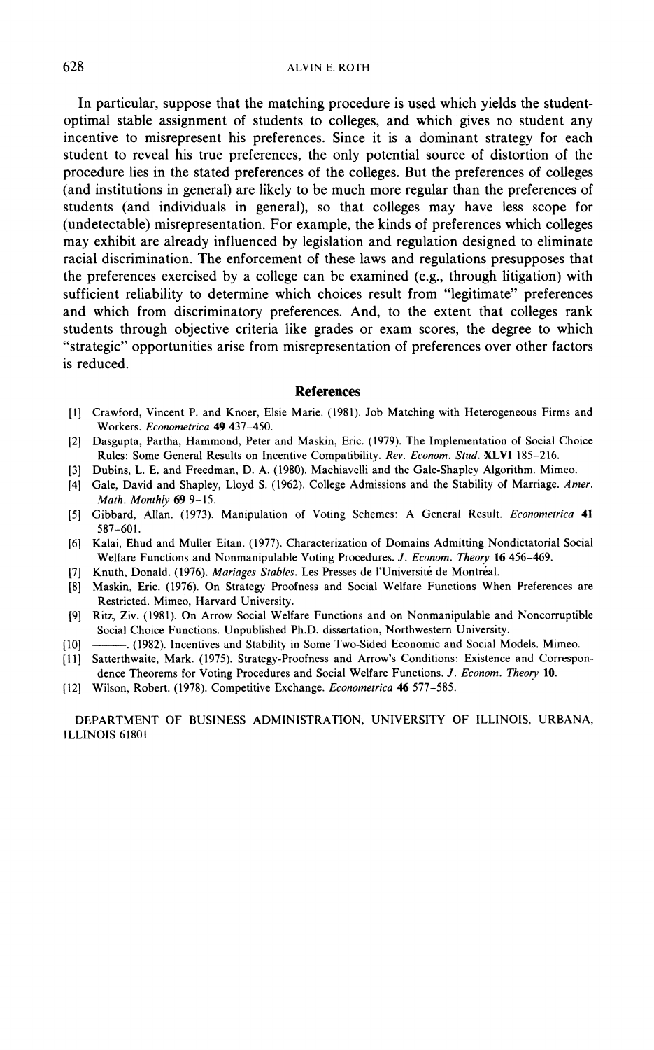In particular, suppose that the matching procedure is used which yields the student-optimal stable assignment of students to colleges, and which gives no student any incentive to misrepresent his preferences. Since it is a dominant strategy for each student to reveal his true preferences, the only potential source of distortion of the procedure lies in the stated preferences of the colleges. But the preferences of colleges (and institutions in general) are likely to be much more regular than the preferences of students (and individuals in general), so that colleges may have less scope for (undetectable) misrepresentation. For example, the kinds of preferences which colleges may exhibit are already influenced by legislation and regulation designed to eliminate racial discrimination. The enforcement of these laws and regulations presupposes that the preferences exercised by a college can be examined (e.g., through litigation) with sufficient reliability to determine which choices result from "legitimate" preferences and which from discriminatory preferences. And, to the extent that colleges rank students through objective criteria like grades or exam scores, the degree to which "strategic" opportunities arise from misrepresentation of preferences over other factors is reduced.

## References

[1] Crawford, Vincent P. and Knoer, Elsie Marie. (1981). Job Matching with Heterogeneous Firms and Workers. *Econometrica* **49** 437–450.

[2] Dasgupta, Partha, Hammond, Peter and Maskin, Eric. (1979). The Implementation of Social Choice Rules: Some General Results on Incentive Compatibility. *Rev. Econom. Stud.* **XLVI** 185–216.

[3] Dubins, L. E. and Freedman, D. A. (1980). Machiavelli and the Gale-Shapley Algorithm. Mimeo.

[4] Gale, David and Shapley, Lloyd S. (1962). College Admissions and the Stability of Marriage. *Amer. Math. Monthly* **69** 9–15.

[5] Gibbard, Allan. (1973). Manipulation of Voting Schemes: A General Result. *Econometrica* **41** 587–601.

[6] Kalai, Ehud and Muller Eitan. (1977). Characterization of Domains Admitting Nondictatorial Social Welfare Functions and Nonmanipulable Voting Procedures. *J. Econom. Theory* **16** 456–469.

[7] Knuth, Donald. (1976). *Mariages Stables*. Les Presses de l'Université de Montréal.

[8] Maskin, Eric. (1976). On Strategy Proofness and Social Welfare Functions When Preferences are Restricted. Mimeo, Harvard University.

[9] Ritz, Ziv. (1981). On Arrow Social Welfare Functions and on Nonmanipulable and Noncorruptible Social Choice Functions. Unpublished Ph.D. dissertation, Northwestern University.

[10] ———. (1982). Incentives and Stability in Some Two-Sided Economic and Social Models. Mimeo.

[11] Satterthwaite, Mark. (1975). Strategy-Proofness and Arrow's Conditions: Existence and Correspondence Theorems for Voting Procedures and Social Welfare Functions. *J. Econom. Theory* **10**.

[12] Wilson, Robert. (1978). Competitive Exchange. *Econometrica* **46** 577–585.

DEPARTMENT OF BUSINESS ADMINISTRATION, UNIVERSITY OF ILLINOIS, URBANA, ILLINOIS 61801